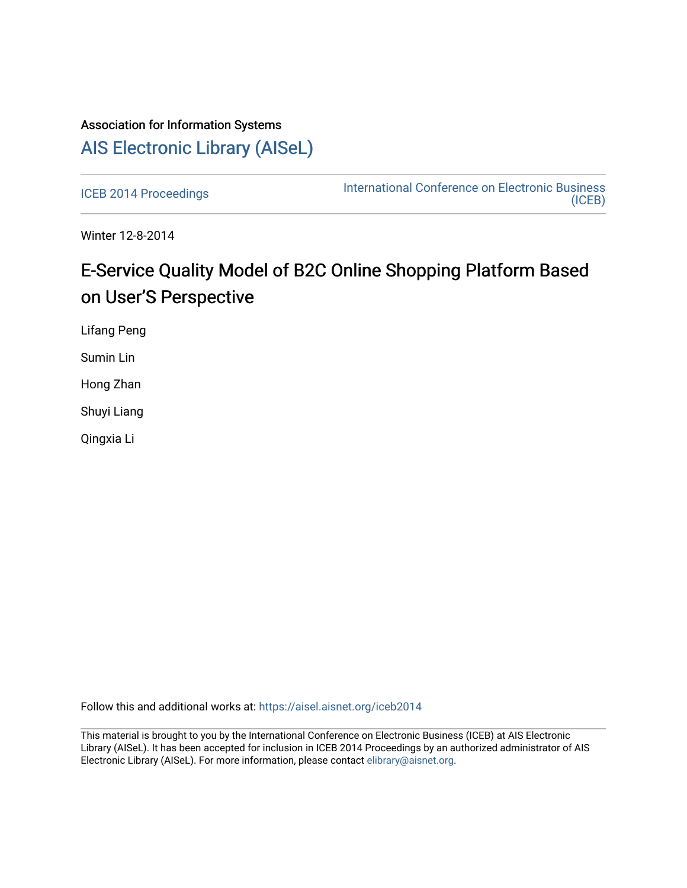Association for Information Systems

# AIS Electronic Library (AISeL)

ICEB 2014 Proceedings

International Conference on Electronic Business (ICEB)

Winter 12-8-2014

## E-Service Quality Model of B2C Online Shopping Platform Based on User'S Perspective

Lifang Peng

Sumin Lin

Hong Zhan

Shuyi Liang

Qingxia Li

Follow this and additional works at: https://aisel.aisnet.org/iceb2014

This material is brought to you by the International Conference on Electronic Business (ICEB) at AIS Electronic Library (AISeL). It has been accepted for inclusion in ICEB 2014 Proceedings by an authorized administrator of AIS Electronic Library (AISeL). For more information, please contact elibrary@aisnet.org.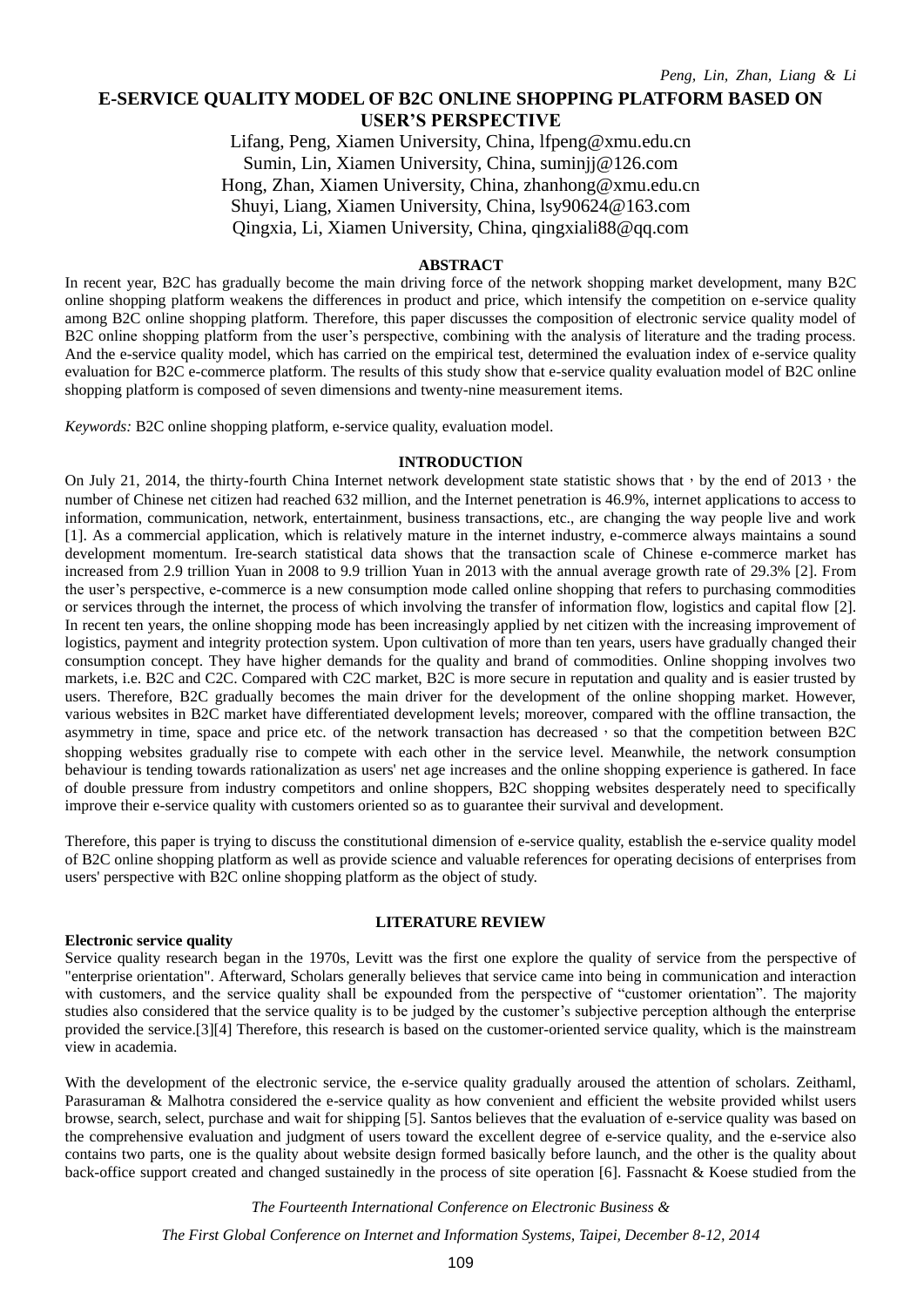# E-SERVICE QUALITY MODEL OF B2C ONLINE SHOPPING PLATFORM BASED ON USER'S PERSPECTIVE

Lifang, Peng, Xiamen University, China, lfpeng@xmu.edu.cn
Sumin, Lin, Xiamen University, China, suminjj@126.com
Hong, Zhan, Xiamen University, China, zhanhong@xmu.edu.cn
Shuyi, Liang, Xiamen University, China, lsy90624@163.com
Qingxia, Li, Xiamen University, China, qingxiali88@qq.com

## ABSTRACT

In recent year, B2C has gradually become the main driving force of the network shopping market development, many B2C online shopping platform weakens the differences in product and price, which intensify the competition on e-service quality among B2C online shopping platform. Therefore, this paper discusses the composition of electronic service quality model of B2C online shopping platform from the user's perspective, combining with the analysis of literature and the trading process. And the e-service quality model, which has carried on the empirical test, determined the evaluation index of e-service quality evaluation for B2C e-commerce platform. The results of this study show that e-service quality evaluation model of B2C online shopping platform is composed of seven dimensions and twenty-nine measurement items.

*Keywords:* B2C online shopping platform, e-service quality, evaluation model.

## INTRODUCTION

On July 21, 2014, the thirty-fourth China Internet network development state statistic shows that，by the end of 2013，the number of Chinese net citizen had reached 632 million, and the Internet penetration is 46.9%, internet applications to access to information, communication, network, entertainment, business transactions, etc., are changing the way people live and work [1]. As a commercial application, which is relatively mature in the internet industry, e-commerce always maintains a sound development momentum. Ire-search statistical data shows that the transaction scale of Chinese e-commerce market has increased from 2.9 trillion Yuan in 2008 to 9.9 trillion Yuan in 2013 with the annual average growth rate of 29.3% [2]. From the user's perspective, e-commerce is a new consumption mode called online shopping that refers to purchasing commodities or services through the internet, the process of which involving the transfer of information flow, logistics and capital flow [2]. In recent ten years, the online shopping mode has been increasingly applied by net citizen with the increasing improvement of logistics, payment and integrity protection system. Upon cultivation of more than ten years, users have gradually changed their consumption concept. They have higher demands for the quality and brand of commodities. Online shopping involves two markets, i.e. B2C and C2C. Compared with C2C market, B2C is more secure in reputation and quality and is easier trusted by users. Therefore, B2C gradually becomes the main driver for the development of the online shopping market. However, various websites in B2C market have differentiated development levels; moreover, compared with the offline transaction, the asymmetry in time, space and price etc. of the network transaction has decreased，so that the competition between B2C shopping websites gradually rise to compete with each other in the service level. Meanwhile, the network consumption behaviour is tending towards rationalization as users' net age increases and the online shopping experience is gathered. In face of double pressure from industry competitors and online shoppers, B2C shopping websites desperately need to specifically improve their e-service quality with customers oriented so as to guarantee their survival and development.

Therefore, this paper is trying to discuss the constitutional dimension of e-service quality, establish the e-service quality model of B2C online shopping platform as well as provide science and valuable references for operating decisions of enterprises from users' perspective with B2C online shopping platform as the object of study.

## LITERATURE REVIEW

### Electronic service quality

Service quality research began in the 1970s, Levitt was the first one explore the quality of service from the perspective of "enterprise orientation". Afterward, Scholars generally believes that service came into being in communication and interaction with customers, and the service quality shall be expounded from the perspective of "customer orientation". The majority studies also considered that the service quality is to be judged by the customer's subjective perception although the enterprise provided the service.[3][4] Therefore, this research is based on the customer-oriented service quality, which is the mainstream view in academia.

With the development of the electronic service, the e-service quality gradually aroused the attention of scholars. Zeithaml, Parasuraman & Malhotra considered the e-service quality as how convenient and efficient the website provided whilst users browse, search, select, purchase and wait for shipping [5]. Santos believes that the evaluation of e-service quality was based on the comprehensive evaluation and judgment of users toward the excellent degree of e-service quality, and the e-service also contains two parts, one is the quality about website design formed basically before launch, and the other is the quality about back-office support created and changed sustainedly in the process of site operation [6]. Fassnacht & Koese studied from the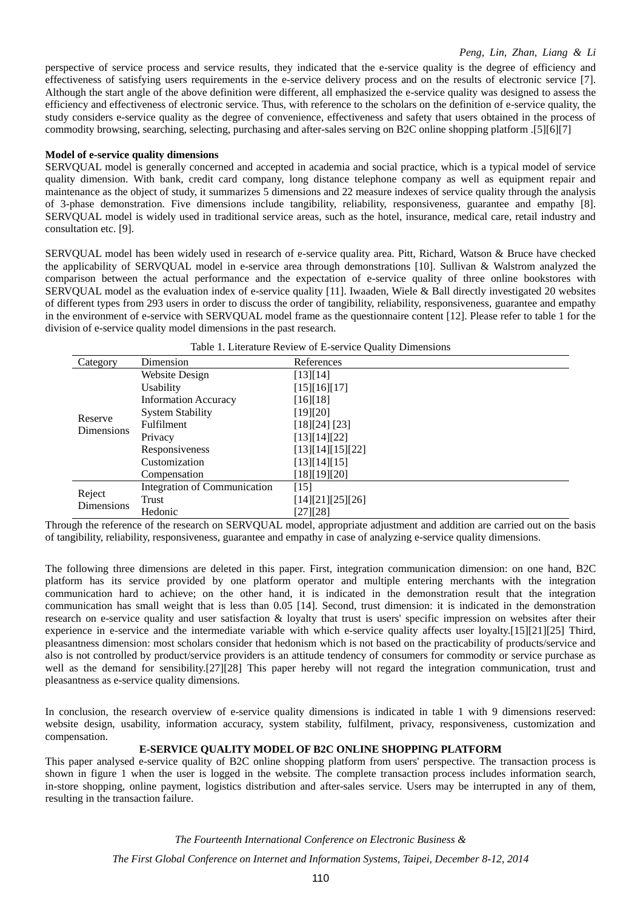perspective of service process and service results, they indicated that the e-service quality is the degree of efficiency and effectiveness of satisfying users requirements in the e-service delivery process and on the results of electronic service [7]. Although the start angle of the above definition were different, all emphasized the e-service quality was designed to assess the efficiency and effectiveness of electronic service. Thus, with reference to the scholars on the definition of e-service quality, the study considers e-service quality as the degree of convenience, effectiveness and safety that users obtained in the process of commodity browsing, searching, selecting, purchasing and after-sales serving on B2C online shopping platform .[5][6][7]

**Model of e-service quality dimensions**

SERVQUAL model is generally concerned and accepted in academia and social practice, which is a typical model of service quality dimension. With bank, credit card company, long distance telephone company as well as equipment repair and maintenance as the object of study, it summarizes 5 dimensions and 22 measure indexes of service quality through the analysis of 3-phase demonstration. Five dimensions include tangibility, reliability, responsiveness, guarantee and empathy [8]. SERVQUAL model is widely used in traditional service areas, such as the hotel, insurance, medical care, retail industry and consultation etc. [9].

SERVQUAL model has been widely used in research of e-service quality area. Pitt, Richard, Watson & Bruce have checked the applicability of SERVQUAL model in e-service area through demonstrations [10]. Sullivan & Walstrom analyzed the comparison between the actual performance and the expectation of e-service quality of three online bookstores with SERVQUAL model as the evaluation index of e-service quality [11]. Iwaaden, Wiele & Ball directly investigated 20 websites of different types from 293 users in order to discuss the order of tangibility, reliability, responsiveness, guarantee and empathy in the environment of e-service with SERVQUAL model frame as the questionnaire content [12]. Please refer to table 1 for the division of e-service quality model dimensions in the past research.

Table 1. Literature Review of E-service Quality Dimensions

| Category | Dimension | References |
|---|---|---|
| Reserve Dimensions | Website Design | [13][14] |
| | Usability | [15][16][17] |
| | Information Accuracy | [16][18] |
| | System Stability | [19][20] |
| | Fulfilment | [18][24] [23] |
| | Privacy | [13][14][22] |
| | Responsiveness | [13][14][15][22] |
| | Customization | [13][14][15] |
| | Compensation | [18][19][20] |
| Reject Dimensions | Integration of Communication | [15] |
| | Trust | [14][21][25][26] |
| | Hedonic | [27][28] |

Through the reference of the research on SERVQUAL model, appropriate adjustment and addition are carried out on the basis of tangibility, reliability, responsiveness, guarantee and empathy in case of analyzing e-service quality dimensions.

The following three dimensions are deleted in this paper. First, integration communication dimension: on one hand, B2C platform has its service provided by one platform operator and multiple entering merchants with the integration communication hard to achieve; on the other hand, it is indicated in the demonstration result that the integration communication has small weight that is less than 0.05 [14]. Second, trust dimension: it is indicated in the demonstration research on e-service quality and user satisfaction & loyalty that trust is users' specific impression on websites after their experience in e-service and the intermediate variable with which e-service quality affects user loyalty.[15][21][25] Third, pleasantness dimension: most scholars consider that hedonism which is not based on the practicability of products/service and also is not controlled by product/service providers is an attitude tendency of consumers for commodity or service purchase as well as the demand for sensibility.[27][28] This paper hereby will not regard the integration communication, trust and pleasantness as e-service quality dimensions.

In conclusion, the research overview of e-service quality dimensions is indicated in table 1 with 9 dimensions reserved: website design, usability, information accuracy, system stability, fulfilment, privacy, responsiveness, customization and compensation.

## E-SERVICE QUALITY MODEL OF B2C ONLINE SHOPPING PLATFORM

This paper analysed e-service quality of B2C online shopping platform from users' perspective. The transaction process is shown in figure 1 when the user is logged in the website. The complete transaction process includes information search, in-store shopping, online payment, logistics distribution and after-sales service. Users may be interrupted in any of them, resulting in the transaction failure.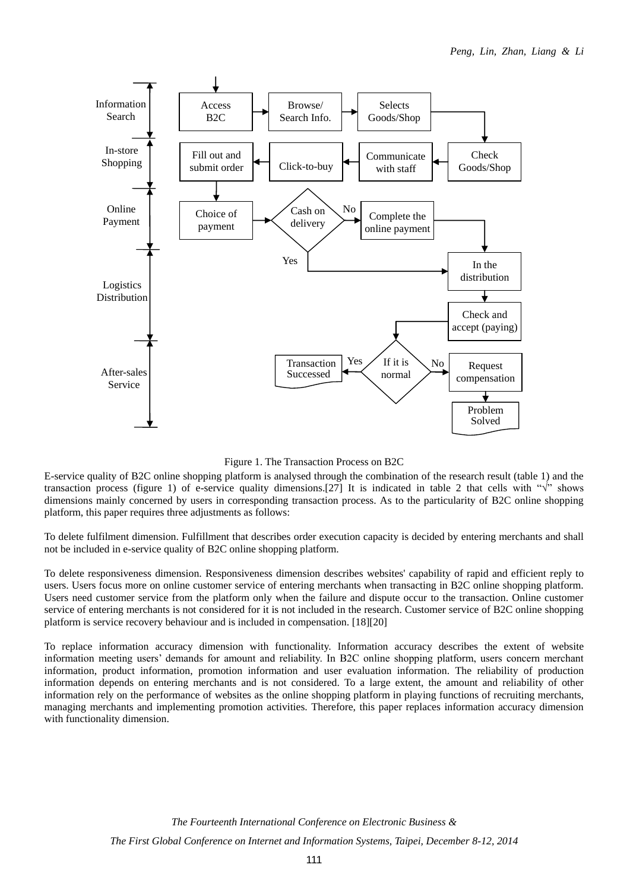Figure 1. The Transaction Process on B2C

E-service quality of B2C online shopping platform is analysed through the combination of the research result (table 1) and the transaction process (figure 1) of e-service quality dimensions.[27] It is indicated in table 2 that cells with "√" shows dimensions mainly concerned by users in corresponding transaction process. As to the particularity of B2C online shopping platform, this paper requires three adjustments as follows:

To delete fulfilment dimension. Fulfillment that describes order execution capacity is decided by entering merchants and shall not be included in e-service quality of B2C online shopping platform.

To delete responsiveness dimension. Responsiveness dimension describes websites' capability of rapid and efficient reply to users. Users focus more on online customer service of entering merchants when transacting in B2C online shopping platform. Users need customer service from the platform only when the failure and dispute occur to the transaction. Online customer service of entering merchants is not considered for it is not included in the research. Customer service of B2C online shopping platform is service recovery behaviour and is included in compensation. [18][20]

To replace information accuracy dimension with functionality. Information accuracy describes the extent of website information meeting users' demands for amount and reliability. In B2C online shopping platform, users concern merchant information, product information, promotion information and user evaluation information. The reliability of production information depends on entering merchants and is not considered. To a large extent, the amount and reliability of other information rely on the performance of websites as the online shopping platform in playing functions of recruiting merchants, managing merchants and implementing promotion activities. Therefore, this paper replaces information accuracy dimension with functionality dimension.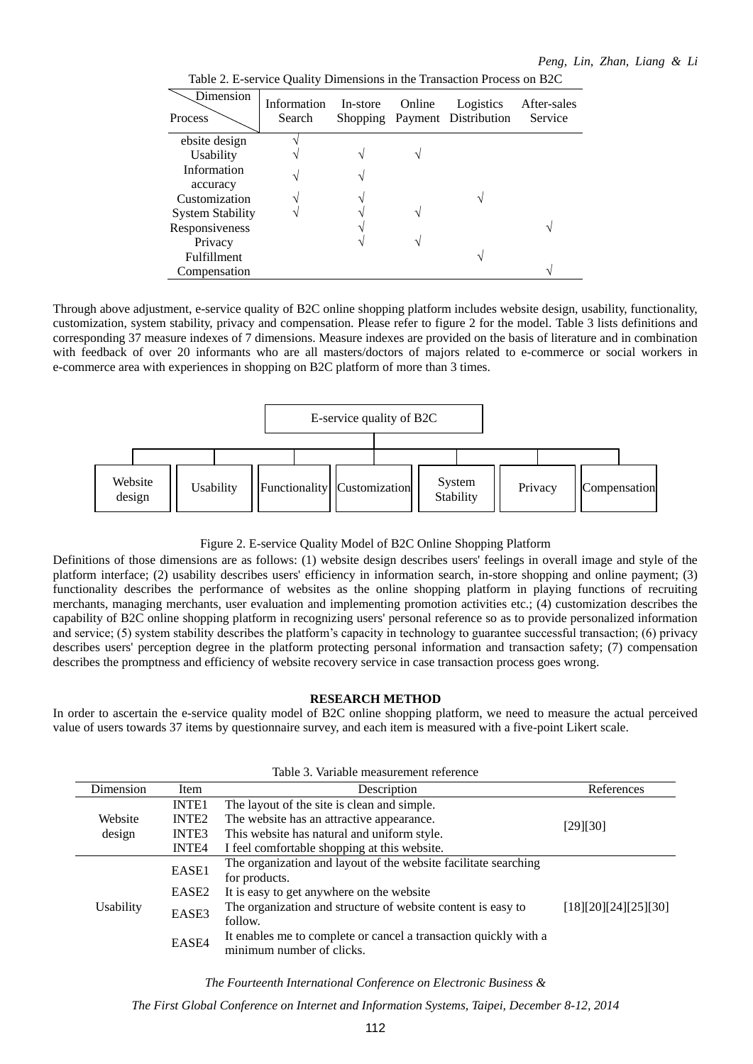Table 2. E-service Quality Dimensions in the Transaction Process on B2C

| Dimension / Process | Information Search | In-store Shopping | Online Payment | Logistics Distribution | After-sales Service |
|---|---|---|---|---|---|
| ebsite design | √ | | | | |
| Usability | √ | √ | √ | | |
| Information accuracy | √ | √ | | | |
| Customization | √ | √ | | √ | |
| System Stability | √ | √ | √ | | |
| Responsiveness | | √ | | | √ |
| Privacy | | √ | √ | | |
| Fulfillment | | | | √ | |
| Compensation | | | | | √ |

Through above adjustment, e-service quality of B2C online shopping platform includes website design, usability, functionality, customization, system stability, privacy and compensation. Please refer to figure 2 for the model. Table 3 lists definitions and corresponding 37 measure indexes of 7 dimensions. Measure indexes are provided on the basis of literature and in combination with feedback of over 20 informants who are all masters/doctors of majors related to e-commerce or social workers in e-commerce area with experiences in shopping on B2C platform of more than 3 times.

```
                    E-service quality of B2C
                              |
  ---------------------------------------------------------------
  |          |            |              |            |          |          |
Website   Usability  Functionality  Customization  System    Privacy  Compensation
design                                             Stability
```

Figure 2. E-service Quality Model of B2C Online Shopping Platform

Definitions of those dimensions are as follows: (1) website design describes users' feelings in overall image and style of the platform interface; (2) usability describes users' efficiency in information search, in-store shopping and online payment; (3) functionality describes the performance of websites as the online shopping platform in playing functions of recruiting merchants, managing merchants, user evaluation and implementing promotion activities etc.; (4) customization describes the capability of B2C online shopping platform in recognizing users' personal reference so as to provide personalized information and service; (5) system stability describes the platform's capacity in technology to guarantee successful transaction; (6) privacy describes users' perception degree in the platform protecting personal information and transaction safety; (7) compensation describes the promptness and efficiency of website recovery service in case transaction process goes wrong.

## RESEARCH METHOD

In order to ascertain the e-service quality model of B2C online shopping platform, we need to measure the actual perceived value of users towards 37 items by questionnaire survey, and each item is measured with a five-point Likert scale.

Table 3. Variable measurement reference

| Dimension | Item | Description | References |
|---|---|---|---|
| Website design | INTE1 | The layout of the site is clean and simple. | [29][30] |
| | INTE2 | The website has an attractive appearance. | |
| | INTE3 | This website has natural and uniform style. | |
| | INTE4 | I feel comfortable shopping at this website. | |
| Usability | EASE1 | The organization and layout of the website facilitate searching for products. | [18][20][24][25][30] |
| | EASE2 | It is easy to get anywhere on the website | |
| | EASE3 | The organization and structure of website content is easy to follow. | |
| | EASE4 | It enables me to complete or cancel a transaction quickly with a minimum number of clicks. | |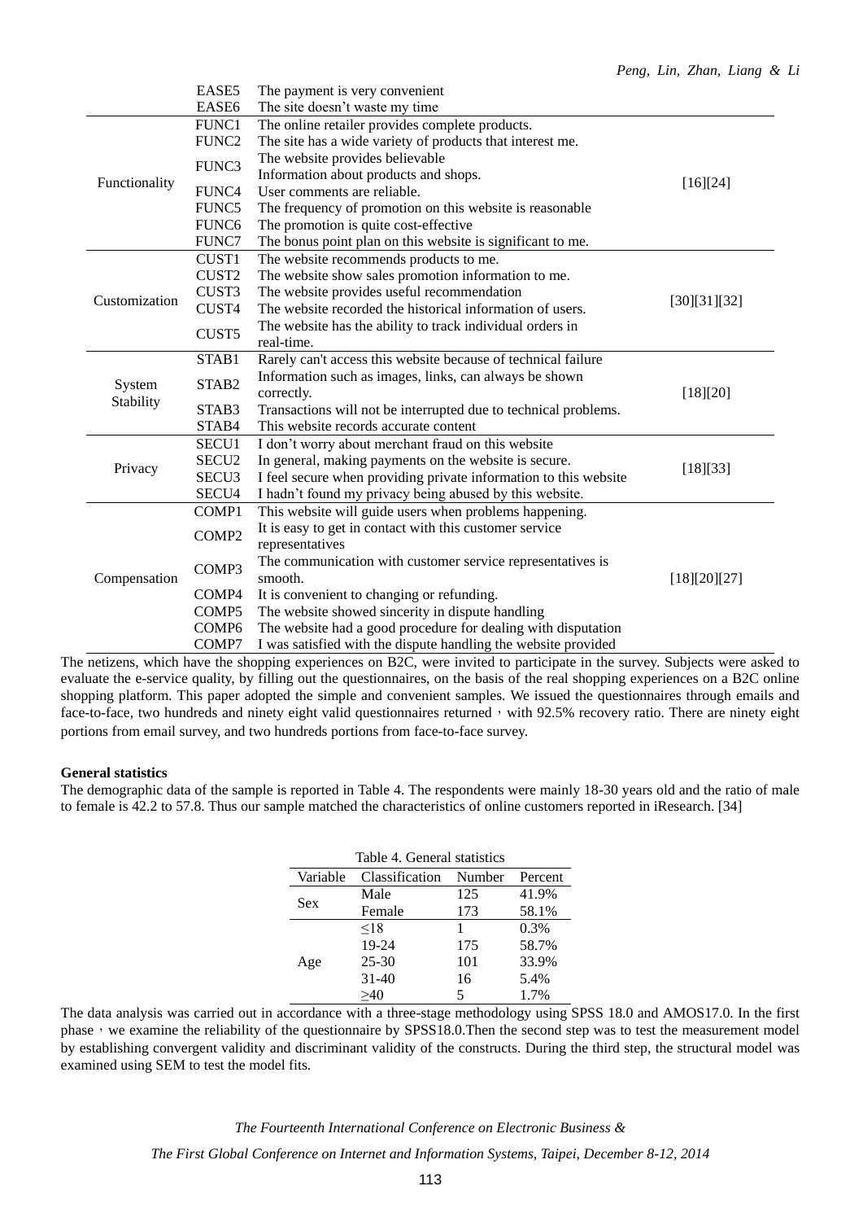|  | EASE5 | The payment is very convenient |  |
|---|---|---|---|
|  | EASE6 | The site doesn't waste my time |  |
| Functionality | FUNC1 | The online retailer provides complete products. | [16][24] |
|  | FUNC2 | The site has a wide variety of products that interest me. |  |
|  | FUNC3 | The website provides believable Information about products and shops. |  |
|  | FUNC4 | User comments are reliable. |  |
|  | FUNC5 | The frequency of promotion on this website is reasonable |  |
|  | FUNC6 | The promotion is quite cost-effective |  |
|  | FUNC7 | The bonus point plan on this website is significant to me. |  |
| Customization | CUST1 | The website recommends products to me. | [30][31][32] |
|  | CUST2 | The website show sales promotion information to me. |  |
|  | CUST3 | The website provides useful recommendation |  |
|  | CUST4 | The website recorded the historical information of users. |  |
|  | CUST5 | The website has the ability to track individual orders in real-time. |  |
| System Stability | STAB1 | Rarely can't access this website because of technical failure | [18][20] |
|  | STAB2 | Information such as images, links, can always be shown correctly. |  |
|  | STAB3 | Transactions will not be interrupted due to technical problems. |  |
|  | STAB4 | This website records accurate content |  |
| Privacy | SECU1 | I don't worry about merchant fraud on this website | [18][33] |
|  | SECU2 | In general, making payments on the website is secure. |  |
|  | SECU3 | I feel secure when providing private information to this website |  |
|  | SECU4 | I hadn't found my privacy being abused by this website. |  |
| Compensation | COMP1 | This website will guide users when problems happening. | [18][20][27] |
|  | COMP2 | It is easy to get in contact with this customer service representatives |  |
|  | COMP3 | The communication with customer service representatives is smooth. |  |
|  | COMP4 | It is convenient to changing or refunding. |  |
|  | COMP5 | The website showed sincerity in dispute handling |  |
|  | COMP6 | The website had a good procedure for dealing with disputation |  |
|  | COMP7 | I was satisfied with the dispute handling the website provided |  |

The netizens, which have the shopping experiences on B2C, were invited to participate in the survey. Subjects were asked to evaluate the e-service quality, by filling out the questionnaires, on the basis of the real shopping experiences on a B2C online shopping platform. This paper adopted the simple and convenient samples. We issued the questionnaires through emails and face-to-face, two hundreds and ninety eight valid questionnaires returned，with 92.5% recovery ratio. There are ninety eight portions from email survey, and two hundreds portions from face-to-face survey.

**General statistics**

The demographic data of the sample is reported in Table 4. The respondents were mainly 18-30 years old and the ratio of male to female is 42.2 to 57.8. Thus our sample matched the characteristics of online customers reported in iResearch. [34]

Table 4. General statistics

| Variable | Classification | Number | Percent |
|---|---|---|---|
| Sex | Male | 125 | 41.9% |
|  | Female | 173 | 58.1% |
| Age | ≤18 | 1 | 0.3% |
|  | 19-24 | 175 | 58.7% |
|  | 25-30 | 101 | 33.9% |
|  | 31-40 | 16 | 5.4% |
|  | ≥40 | 5 | 1.7% |

The data analysis was carried out in accordance with a three-stage methodology using SPSS 18.0 and AMOS17.0. In the first phase，we examine the reliability of the questionnaire by SPSS18.0.Then the second step was to test the measurement model by establishing convergent validity and discriminant validity of the constructs. During the third step, the structural model was examined using SEM to test the model fits.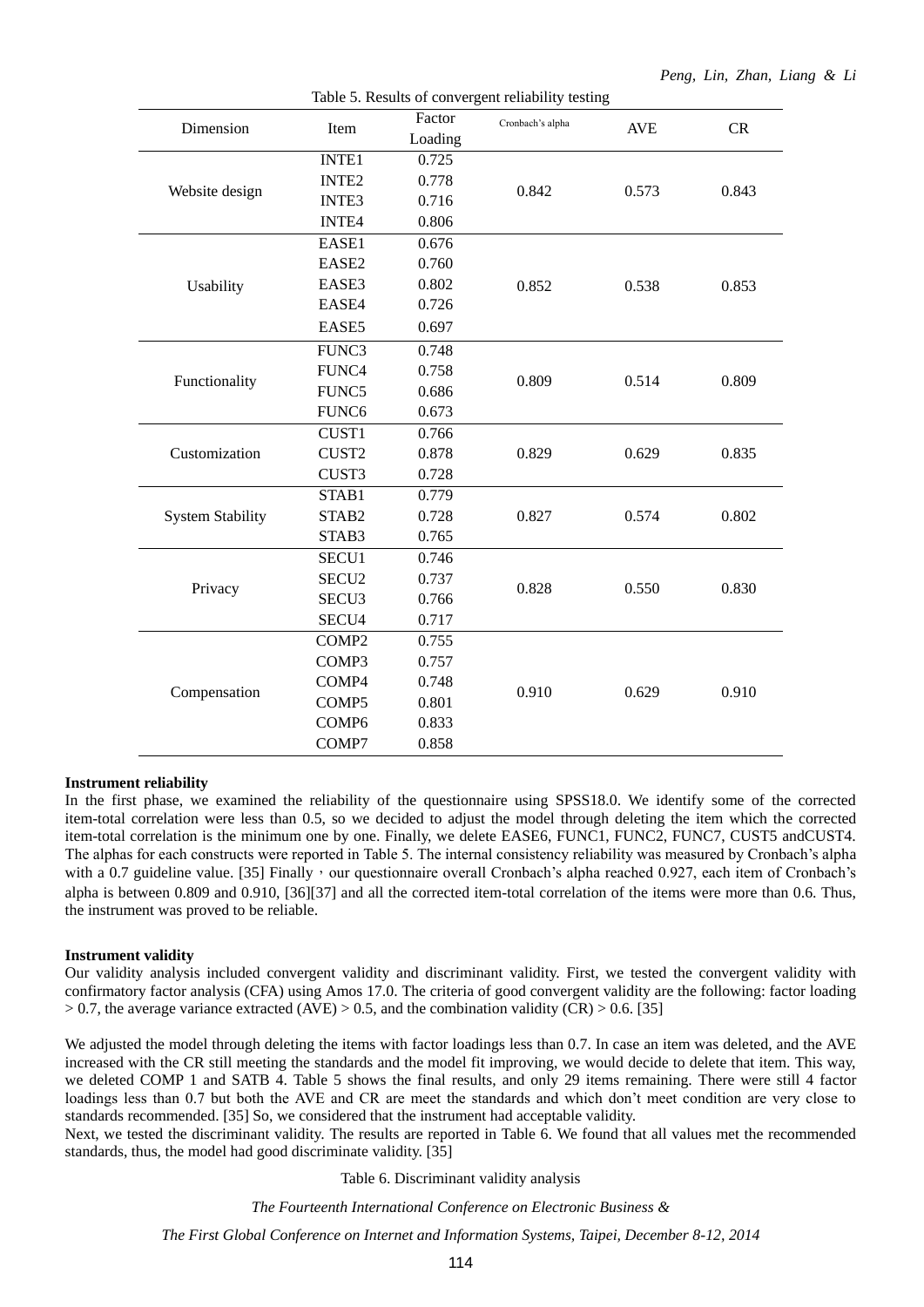Table 5. Results of convergent reliability testing

| Dimension | Item | Factor Loading | Cronbach's alpha | AVE | CR |
|---|---|---|---|---|---|
| Website design | INTE1 | 0.725 | 0.842 | 0.573 | 0.843 |
| | INTE2 | 0.778 | | | |
| | INTE3 | 0.716 | | | |
| | INTE4 | 0.806 | | | |
| Usability | EASE1 | 0.676 | 0.852 | 0.538 | 0.853 |
| | EASE2 | 0.760 | | | |
| | EASE3 | 0.802 | | | |
| | EASE4 | 0.726 | | | |
| | EASE5 | 0.697 | | | |
| Functionality | FUNC3 | 0.748 | 0.809 | 0.514 | 0.809 |
| | FUNC4 | 0.758 | | | |
| | FUNC5 | 0.686 | | | |
| | FUNC6 | 0.673 | | | |
| Customization | CUST1 | 0.766 | 0.829 | 0.629 | 0.835 |
| | CUST2 | 0.878 | | | |
| | CUST3 | 0.728 | | | |
| System Stability | STAB1 | 0.779 | 0.827 | 0.574 | 0.802 |
| | STAB2 | 0.728 | | | |
| | STAB3 | 0.765 | | | |
| Privacy | SECU1 | 0.746 | 0.828 | 0.550 | 0.830 |
| | SECU2 | 0.737 | | | |
| | SECU3 | 0.766 | | | |
| | SECU4 | 0.717 | | | |
| Compensation | COMP2 | 0.755 | 0.910 | 0.629 | 0.910 |
| | COMP3 | 0.757 | | | |
| | COMP4 | 0.748 | | | |
| | COMP5 | 0.801 | | | |
| | COMP6 | 0.833 | | | |
| | COMP7 | 0.858 | | | |

**Instrument reliability**

In the first phase, we examined the reliability of the questionnaire using SPSS18.0. We identify some of the corrected item-total correlation were less than 0.5, so we decided to adjust the model through deleting the item which the corrected item-total correlation is the minimum one by one. Finally, we delete EASE6, FUNC1, FUNC2, FUNC7, CUST5 andCUST4. The alphas for each constructs were reported in Table 5. The internal consistency reliability was measured by Cronbach's alpha with a 0.7 guideline value. [35] Finally，our questionnaire overall Cronbach's alpha reached 0.927, each item of Cronbach's alpha is between 0.809 and 0.910, [36][37] and all the corrected item-total correlation of the items were more than 0.6. Thus, the instrument was proved to be reliable.

**Instrument validity**

Our validity analysis included convergent validity and discriminant validity. First, we tested the convergent validity with confirmatory factor analysis (CFA) using Amos 17.0. The criteria of good convergent validity are the following: factor loading > 0.7, the average variance extracted (AVE) > 0.5, and the combination validity (CR) > 0.6. [35]

We adjusted the model through deleting the items with factor loadings less than 0.7. In case an item was deleted, and the AVE increased with the CR still meeting the standards and the model fit improving, we would decide to delete that item. This way, we deleted COMP 1 and SATB 4. Table 5 shows the final results, and only 29 items remaining. There were still 4 factor loadings less than 0.7 but both the AVE and CR are meet the standards and which don't meet condition are very close to standards recommended. [35] So, we considered that the instrument had acceptable validity.

Next, we tested the discriminant validity. The results are reported in Table 6. We found that all values met the recommended standards, thus, the model had good discriminate validity. [35]

Table 6. Discriminant validity analysis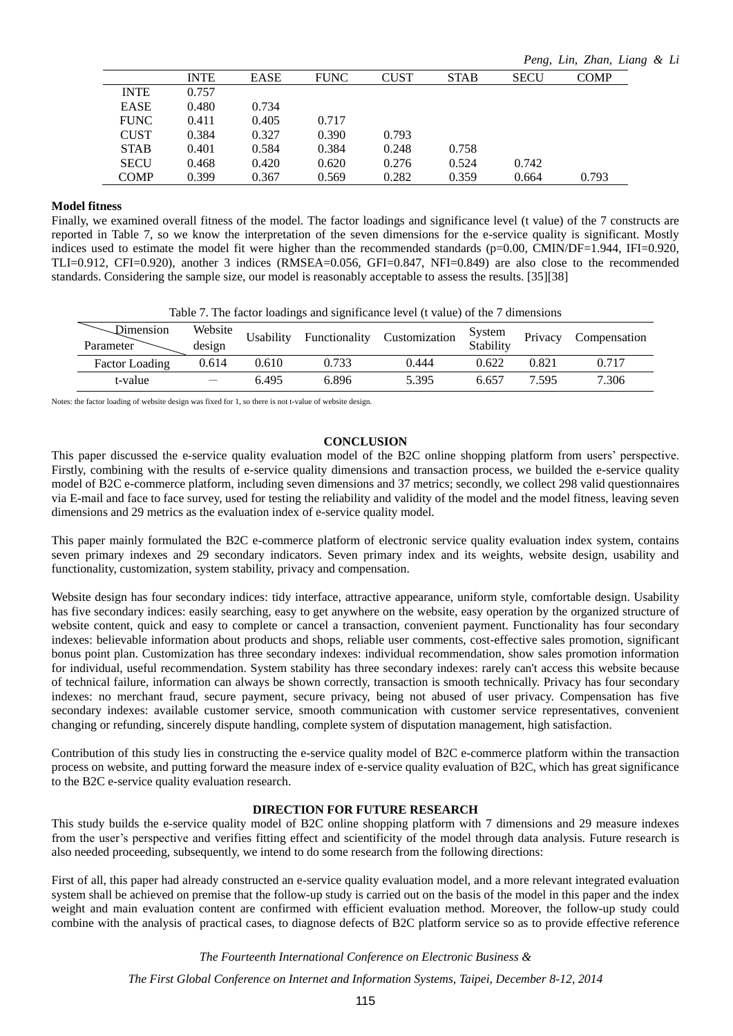|  | INTE | EASE | FUNC | CUST | STAB | SECU | COMP |
|---|---|---|---|---|---|---|---|
| INTE | 0.757 |  |  |  |  |  |  |
| EASE | 0.480 | 0.734 |  |  |  |  |  |
| FUNC | 0.411 | 0.405 | 0.717 |  |  |  |  |
| CUST | 0.384 | 0.327 | 0.390 | 0.793 |  |  |  |
| STAB | 0.401 | 0.584 | 0.384 | 0.248 | 0.758 |  |  |
| SECU | 0.468 | 0.420 | 0.620 | 0.276 | 0.524 | 0.742 |  |
| COMP | 0.399 | 0.367 | 0.569 | 0.282 | 0.359 | 0.664 | 0.793 |

**Model fitness**

Finally, we examined overall fitness of the model. The factor loadings and significance level (t value) of the 7 constructs are reported in Table 7, so we know the interpretation of the seven dimensions for the e-service quality is significant. Mostly indices used to estimate the model fit were higher than the recommended standards (p=0.00, CMIN/DF=1.944, IFI=0.920, TLI=0.912, CFI=0.920), another 3 indices (RMSEA=0.056, GFI=0.847, NFI=0.849) are also close to the recommended standards. Considering the sample size, our model is reasonably acceptable to assess the results. [35][38]

Table 7. The factor loadings and significance level (t value) of the 7 dimensions

| Dimension / Parameter | Website design | Usability | Functionality | Customization | System Stability | Privacy | Compensation |
|---|---|---|---|---|---|---|---|
| Factor Loading | 0.614 | 0.610 | 0.733 | 0.444 | 0.622 | 0.821 | 0.717 |
| t-value | — | 6.495 | 6.896 | 5.395 | 6.657 | 7.595 | 7.306 |

Notes: the factor loading of website design was fixed for 1, so there is not t-value of website design.

## CONCLUSION

This paper discussed the e-service quality evaluation model of the B2C online shopping platform from users' perspective. Firstly, combining with the results of e-service quality dimensions and transaction process, we builded the e-service quality model of B2C e-commerce platform, including seven dimensions and 37 metrics; secondly, we collect 298 valid questionnaires via E-mail and face to face survey, used for testing the reliability and validity of the model and the model fitness, leaving seven dimensions and 29 metrics as the evaluation index of e-service quality model.

This paper mainly formulated the B2C e-commerce platform of electronic service quality evaluation index system, contains seven primary indexes and 29 secondary indicators. Seven primary index and its weights, website design, usability and functionality, customization, system stability, privacy and compensation.

Website design has four secondary indices: tidy interface, attractive appearance, uniform style, comfortable design. Usability has five secondary indices: easily searching, easy to get anywhere on the website, easy operation by the organized structure of website content, quick and easy to complete or cancel a transaction, convenient payment. Functionality has four secondary indexes: believable information about products and shops, reliable user comments, cost-effective sales promotion, significant bonus point plan. Customization has three secondary indexes: individual recommendation, show sales promotion information for individual, useful recommendation. System stability has three secondary indexes: rarely can't access this website because of technical failure, information can always be shown correctly, transaction is smooth technically. Privacy has four secondary indexes: no merchant fraud, secure payment, secure privacy, being not abused of user privacy. Compensation has five secondary indexes: available customer service, smooth communication with customer service representatives, convenient changing or refunding, sincerely dispute handling, complete system of disputation management, high satisfaction.

Contribution of this study lies in constructing the e-service quality model of B2C e-commerce platform within the transaction process on website, and putting forward the measure index of e-service quality evaluation of B2C, which has great significance to the B2C e-service quality evaluation research.

## DIRECTION FOR FUTURE RESEARCH

This study builds the e-service quality model of B2C online shopping platform with 7 dimensions and 29 measure indexes from the user's perspective and verifies fitting effect and scientificity of the model through data analysis. Future research is also needed proceeding, subsequently, we intend to do some research from the following directions:

First of all, this paper had already constructed an e-service quality evaluation model, and a more relevant integrated evaluation system shall be achieved on premise that the follow-up study is carried out on the basis of the model in this paper and the index weight and main evaluation content are confirmed with efficient evaluation method. Moreover, the follow-up study could combine with the analysis of practical cases, to diagnose defects of B2C platform service so as to provide effective reference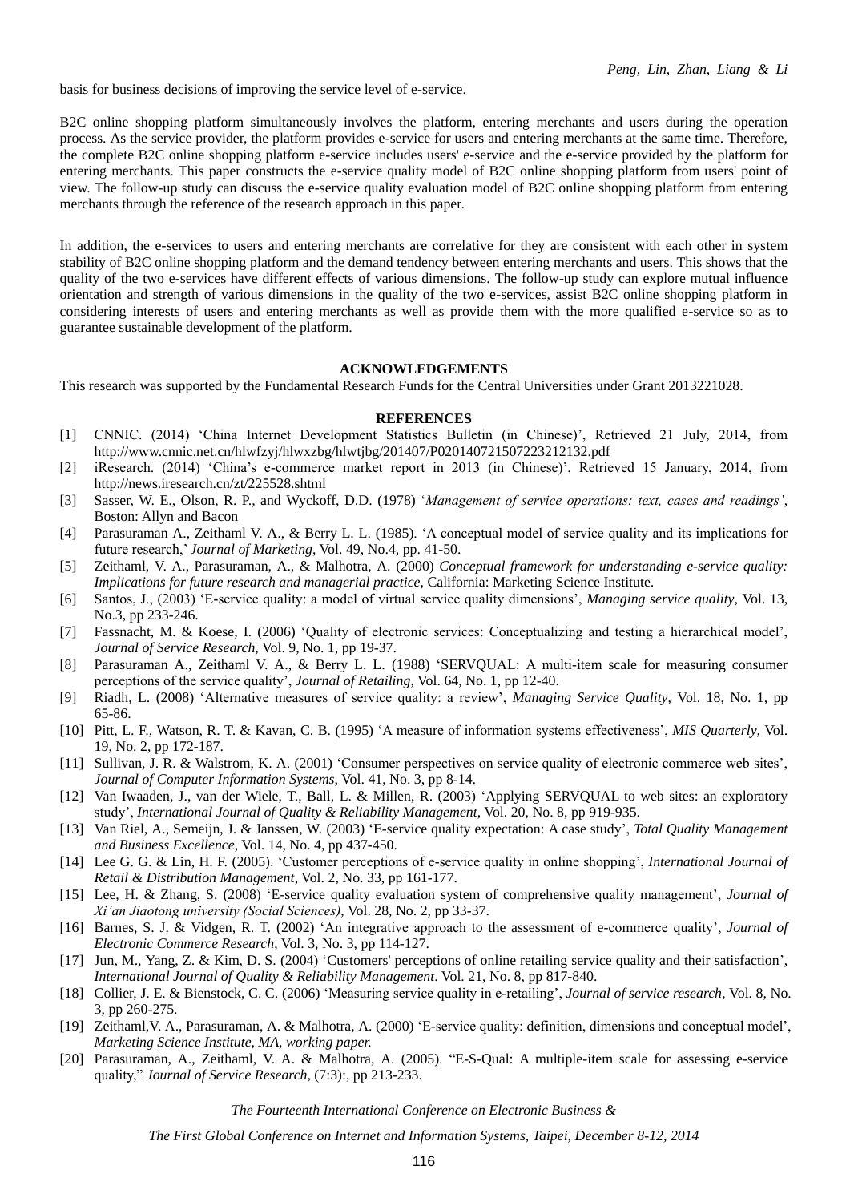basis for business decisions of improving the service level of e-service.

B2C online shopping platform simultaneously involves the platform, entering merchants and users during the operation process. As the service provider, the platform provides e-service for users and entering merchants at the same time. Therefore, the complete B2C online shopping platform e-service includes users' e-service and the e-service provided by the platform for entering merchants. This paper constructs the e-service quality model of B2C online shopping platform from users' point of view. The follow-up study can discuss the e-service quality evaluation model of B2C online shopping platform from entering merchants through the reference of the research approach in this paper.

In addition, the e-services to users and entering merchants are correlative for they are consistent with each other in system stability of B2C online shopping platform and the demand tendency between entering merchants and users. This shows that the quality of the two e-services have different effects of various dimensions. The follow-up study can explore mutual influence orientation and strength of various dimensions in the quality of the two e-services, assist B2C online shopping platform in considering interests of users and entering merchants as well as provide them with the more qualified e-service so as to guarantee sustainable development of the platform.

## ACKNOWLEDGEMENTS

This research was supported by the Fundamental Research Funds for the Central Universities under Grant 2013221028.

## REFERENCES

[1] CNNIC. (2014) 'China Internet Development Statistics Bulletin (in Chinese)', Retrieved 21 July, 2014, from http://www.cnnic.net.cn/hlwfzyj/hlwxzbg/hlwtjbg/201407/P020140721507223212132.pdf

[2] iResearch. (2014) 'China's e-commerce market report in 2013 (in Chinese)', Retrieved 15 January, 2014, from http://news.iresearch.cn/zt/225528.shtml

[3] Sasser, W. E., Olson, R. P., and Wyckoff, D.D. (1978) '*Management of service operations: text, cases and readings'*, Boston: Allyn and Bacon

[4] Parasuraman A., Zeithaml V. A., & Berry L. L. (1985). 'A conceptual model of service quality and its implications for future research,' *Journal of Marketing*, Vol. 49, No.4, pp. 41-50.

[5] Zeithaml, V. A., Parasuraman, A., & Malhotra, A. (2000) *Conceptual framework for understanding e-service quality: Implications for future research and managerial practice*, California: Marketing Science Institute.

[6] Santos, J., (2003) 'E-service quality: a model of virtual service quality dimensions', *Managing service quality*, Vol. 13, No.3, pp 233-246.

[7] Fassnacht, M. & Koese, I. (2006) 'Quality of electronic services: Conceptualizing and testing a hierarchical model', *Journal of Service Research*, Vol. 9, No. 1, pp 19-37.

[8] Parasuraman A., Zeithaml V. A., & Berry L. L. (1988) 'SERVQUAL: A multi-item scale for measuring consumer perceptions of the service quality', *Journal of Retailing*, Vol. 64, No. 1, pp 12-40.

[9] Riadh, L. (2008) 'Alternative measures of service quality: a review', *Managing Service Quality*, Vol. 18, No. 1, pp 65-86.

[10] Pitt, L. F., Watson, R. T. & Kavan, C. B. (1995) 'A measure of information systems effectiveness', *MIS Quarterly*, Vol. 19, No. 2, pp 172-187.

[11] Sullivan, J. R. & Walstrom, K. A. (2001) 'Consumer perspectives on service quality of electronic commerce web sites', *Journal of Computer Information Systems*, Vol. 41, No. 3, pp 8-14.

[12] Van Iwaaden, J., van der Wiele, T., Ball, L. & Millen, R. (2003) 'Applying SERVQUAL to web sites: an exploratory study', *International Journal of Quality & Reliability Management*, Vol. 20, No. 8, pp 919-935.

[13] Van Riel, A., Semeijn, J. & Janssen, W. (2003) 'E-service quality expectation: A case study', *Total Quality Management and Business Excellence*, Vol. 14, No. 4, pp 437-450.

[14] Lee G. G. & Lin, H. F. (2005). 'Customer perceptions of e-service quality in online shopping', *International Journal of Retail & Distribution Management*, Vol. 2, No. 33, pp 161-177.

[15] Lee, H. & Zhang, S. (2008) 'E-service quality evaluation system of comprehensive quality management', *Journal of Xi'an Jiaotong university (Social Sciences)*, Vol. 28, No. 2, pp 33-37.

[16] Barnes, S. J. & Vidgen, R. T. (2002) 'An integrative approach to the assessment of e-commerce quality', *Journal of Electronic Commerce Research*, Vol. 3, No. 3, pp 114-127.

[17] Jun, M., Yang, Z. & Kim, D. S. (2004) 'Customers' perceptions of online retailing service quality and their satisfaction', *International Journal of Quality & Reliability Management*. Vol. 21, No. 8, pp 817-840.

[18] Collier, J. E. & Bienstock, C. C. (2006) 'Measuring service quality in e-retailing', *Journal of service research*, Vol. 8, No. 3, pp 260-275.

[19] Zeithaml,V. A., Parasuraman, A. & Malhotra, A. (2000) 'E-service quality: definition, dimensions and conceptual model', *Marketing Science Institute, MA, working paper.*

[20] Parasuraman, A., Zeithaml, V. A. & Malhotra, A. (2005). "E-S-Qual: A multiple-item scale for assessing e-service quality," *Journal of Service Research*, (7:3):, pp 213-233.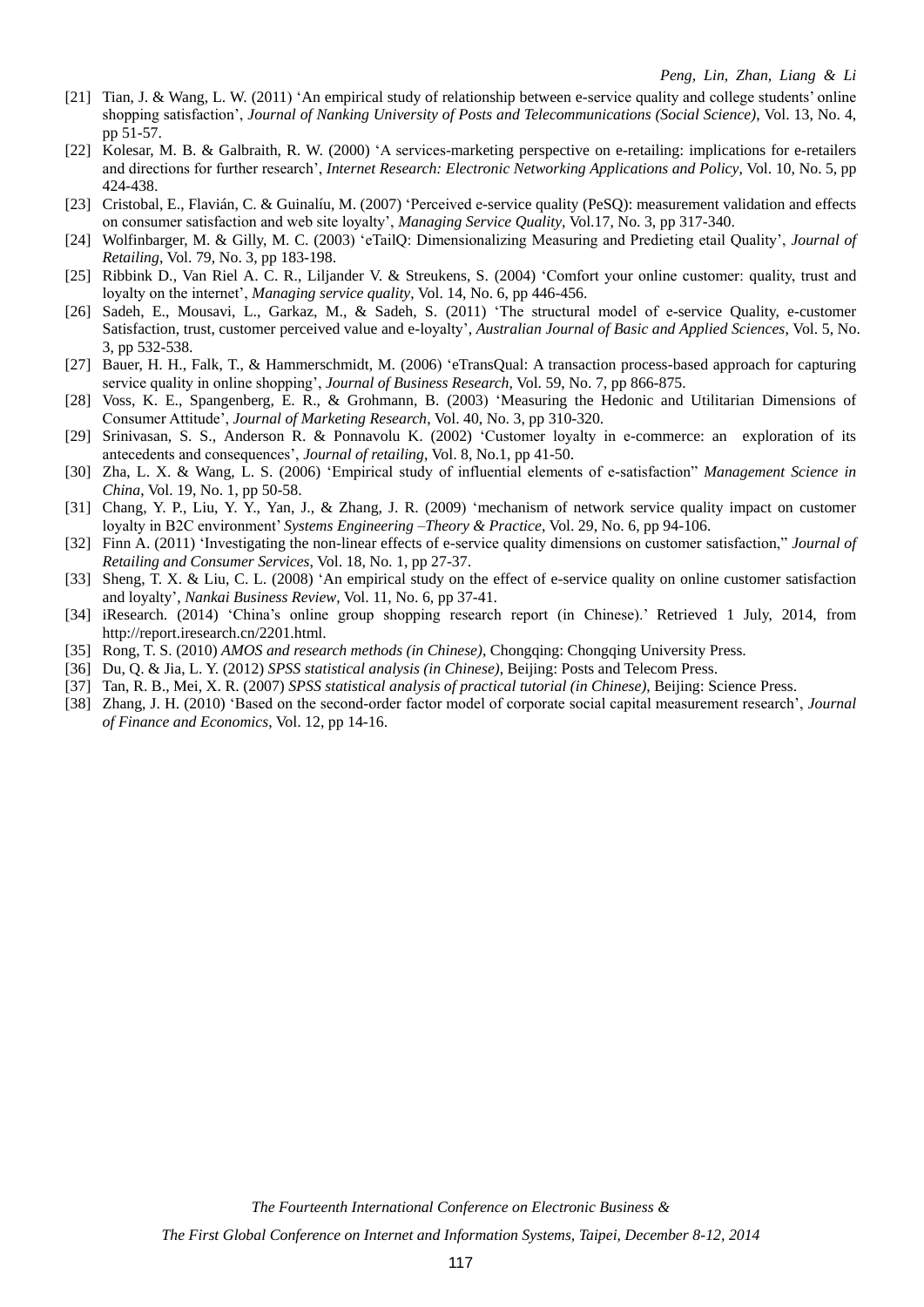[21] Tian, J. & Wang, L. W. (2011) 'An empirical study of relationship between e-service quality and college students' online shopping satisfaction', *Journal of Nanking University of Posts and Telecommunications (Social Science)*, Vol. 13, No. 4, pp 51-57.

[22] Kolesar, M. B. & Galbraith, R. W. (2000) 'A services-marketing perspective on e-retailing: implications for e-retailers and directions for further research', *Internet Research: Electronic Networking Applications and Policy*, Vol. 10, No. 5, pp 424-438.

[23] Cristobal, E., Flavián, C. & Guinalíu, M. (2007) 'Perceived e-service quality (PeSQ): measurement validation and effects on consumer satisfaction and web site loyalty', *Managing Service Quality*, Vol.17, No. 3, pp 317-340.

[24] Wolfinbarger, M. & Gilly, M. C. (2003) 'eTailQ: Dimensionalizing Measuring and Predieting etail Quality', *Journal of Retailing*, Vol. 79, No. 3, pp 183-198.

[25] Ribbink D., Van Riel A. C. R., Liljander V. & Streukens, S. (2004) 'Comfort your online customer: quality, trust and loyalty on the internet', *Managing service quality*, Vol. 14, No. 6, pp 446-456.

[26] Sadeh, E., Mousavi, L., Garkaz, M., & Sadeh, S. (2011) 'The structural model of e-service Quality, e-customer Satisfaction, trust, customer perceived value and e-loyalty', *Australian Journal of Basic and Applied Sciences*, Vol. 5, No. 3, pp 532-538.

[27] Bauer, H. H., Falk, T., & Hammerschmidt, M. (2006) 'eTransQual: A transaction process-based approach for capturing service quality in online shopping', *Journal of Business Research*, Vol. 59, No. 7, pp 866-875.

[28] Voss, K. E., Spangenberg, E. R., & Grohmann, B. (2003) 'Measuring the Hedonic and Utilitarian Dimensions of Consumer Attitude', *Journal of Marketing Research*, Vol. 40, No. 3, pp 310-320.

[29] Srinivasan, S. S., Anderson R. & Ponnavolu K. (2002) 'Customer loyalty in e-commerce: an exploration of its antecedents and consequences', *Journal of retailing*, Vol. 8, No.1, pp 41-50.

[30] Zha, L. X. & Wang, L. S. (2006) 'Empirical study of influential elements of e-satisfaction" *Management Science in China*, Vol. 19, No. 1, pp 50-58.

[31] Chang, Y. P., Liu, Y. Y., Yan, J., & Zhang, J. R. (2009) 'mechanism of network service quality impact on customer loyalty in B2C environment' *Systems Engineering –Theory & Practice*, Vol. 29, No. 6, pp 94-106.

[32] Finn A. (2011) 'Investigating the non-linear effects of e-service quality dimensions on customer satisfaction," *Journal of Retailing and Consumer Services*, Vol. 18, No. 1, pp 27-37.

[33] Sheng, T. X. & Liu, C. L. (2008) 'An empirical study on the effect of e-service quality on online customer satisfaction and loyalty', *Nankai Business Review*, Vol. 11, No. 6, pp 37-41.

[34] iResearch. (2014) 'China's online group shopping research report (in Chinese).' Retrieved 1 July, 2014, from http://report.iresearch.cn/2201.html.

[35] Rong, T. S. (2010) *AMOS and research methods (in Chinese)*, Chongqing: Chongqing University Press.

[36] Du, Q. & Jia, L. Y. (2012) *SPSS statistical analysis (in Chinese)*, Beijing: Posts and Telecom Press.

[37] Tan, R. B., Mei, X. R. (2007) *SPSS statistical analysis of practical tutorial (in Chinese)*, Beijing: Science Press.

[38] Zhang, J. H. (2010) 'Based on the second-order factor model of corporate social capital measurement research', *Journal of Finance and Economics*, Vol. 12, pp 14-16.